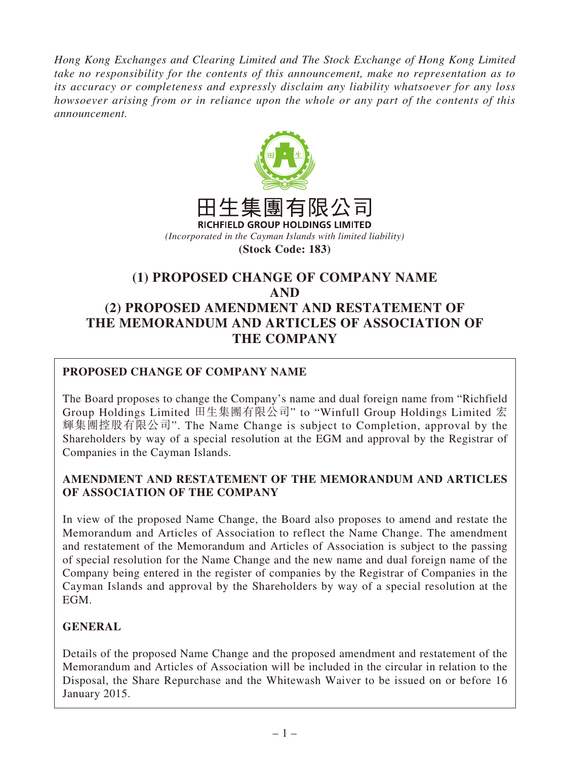*Hong Kong Exchanges and Clearing Limited and The Stock Exchange of Hong Kong Limited take no responsibility for the contents of this announcement, make no representation as to its accuracy or completeness and expressly disclaim any liability whatsoever for any loss howsoever arising from or in reliance upon the whole or any part of the contents of this announcement.*

田生集團有限公司

**RICHFIELD GROUP HOLDINGS LIMITED**

*(Incorporated in the Cayman Islands with limited liability)*

**(Stock Code: 183)**

# (1) PROPOSED CHANGE OF COMPANY NAME AND (2) PROPOSED AMENDMENT AND RESTATEMENT OF THE MEMORANDUM AND ARTICLES OF ASSOCIATION OF THE COMPANY

## PROPOSED CHANGE OF COMPANY NAME

The Board proposes to change the Company's name and dual foreign name from "Richfield Group Holdings Limited 田生集團有限公司" to "Winfull Group Holdings Limited 宏輝集團控股有限公司". The Name Change is subject to Completion, approval by the Shareholders by way of a special resolution at the EGM and approval by the Registrar of Companies in the Cayman Islands.

## AMENDMENT AND RESTATEMENT OF THE MEMORANDUM AND ARTICLES OF ASSOCIATION OF THE COMPANY

In view of the proposed Name Change, the Board also proposes to amend and restate the Memorandum and Articles of Association to reflect the Name Change. The amendment and restatement of the Memorandum and Articles of Association is subject to the passing of special resolution for the Name Change and the new name and dual foreign name of the Company being entered in the register of companies by the Registrar of Companies in the Cayman Islands and approval by the Shareholders by way of a special resolution at the EGM.

## GENERAL

Details of the proposed Name Change and the proposed amendment and restatement of the Memorandum and Articles of Association will be included in the circular in relation to the Disposal, the Share Repurchase and the Whitewash Waiver to be issued on or before 16 January 2015.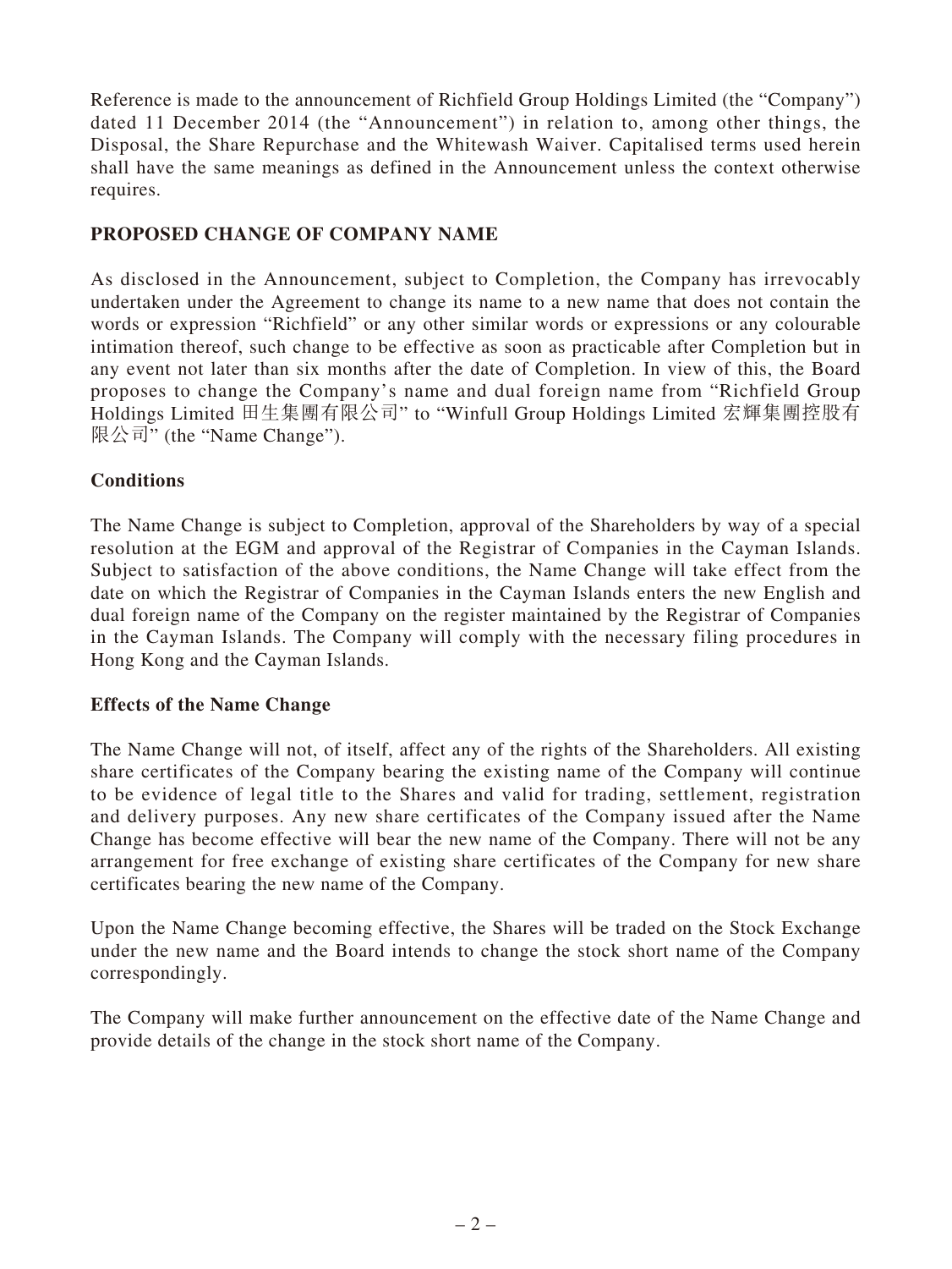Reference is made to the announcement of Richfield Group Holdings Limited (the "Company") dated 11 December 2014 (the "Announcement") in relation to, among other things, the Disposal, the Share Repurchase and the Whitewash Waiver. Capitalised terms used herein shall have the same meanings as defined in the Announcement unless the context otherwise requires.

**PROPOSED CHANGE OF COMPANY NAME**

As disclosed in the Announcement, subject to Completion, the Company has irrevocably undertaken under the Agreement to change its name to a new name that does not contain the words or expression "Richfield" or any other similar words or expressions or any colourable intimation thereof, such change to be effective as soon as practicable after Completion but in any event not later than six months after the date of Completion. In view of this, the Board proposes to change the Company's name and dual foreign name from "Richfield Group Holdings Limited 田生集團有限公司" to "Winfull Group Holdings Limited 宏輝集團控股有限公司" (the "Name Change").

**Conditions**

The Name Change is subject to Completion, approval of the Shareholders by way of a special resolution at the EGM and approval of the Registrar of Companies in the Cayman Islands. Subject to satisfaction of the above conditions, the Name Change will take effect from the date on which the Registrar of Companies in the Cayman Islands enters the new English and dual foreign name of the Company on the register maintained by the Registrar of Companies in the Cayman Islands. The Company will comply with the necessary filing procedures in Hong Kong and the Cayman Islands.

**Effects of the Name Change**

The Name Change will not, of itself, affect any of the rights of the Shareholders. All existing share certificates of the Company bearing the existing name of the Company will continue to be evidence of legal title to the Shares and valid for trading, settlement, registration and delivery purposes. Any new share certificates of the Company issued after the Name Change has become effective will bear the new name of the Company. There will not be any arrangement for free exchange of existing share certificates of the Company for new share certificates bearing the new name of the Company.

Upon the Name Change becoming effective, the Shares will be traded on the Stock Exchange under the new name and the Board intends to change the stock short name of the Company correspondingly.

The Company will make further announcement on the effective date of the Name Change and provide details of the change in the stock short name of the Company.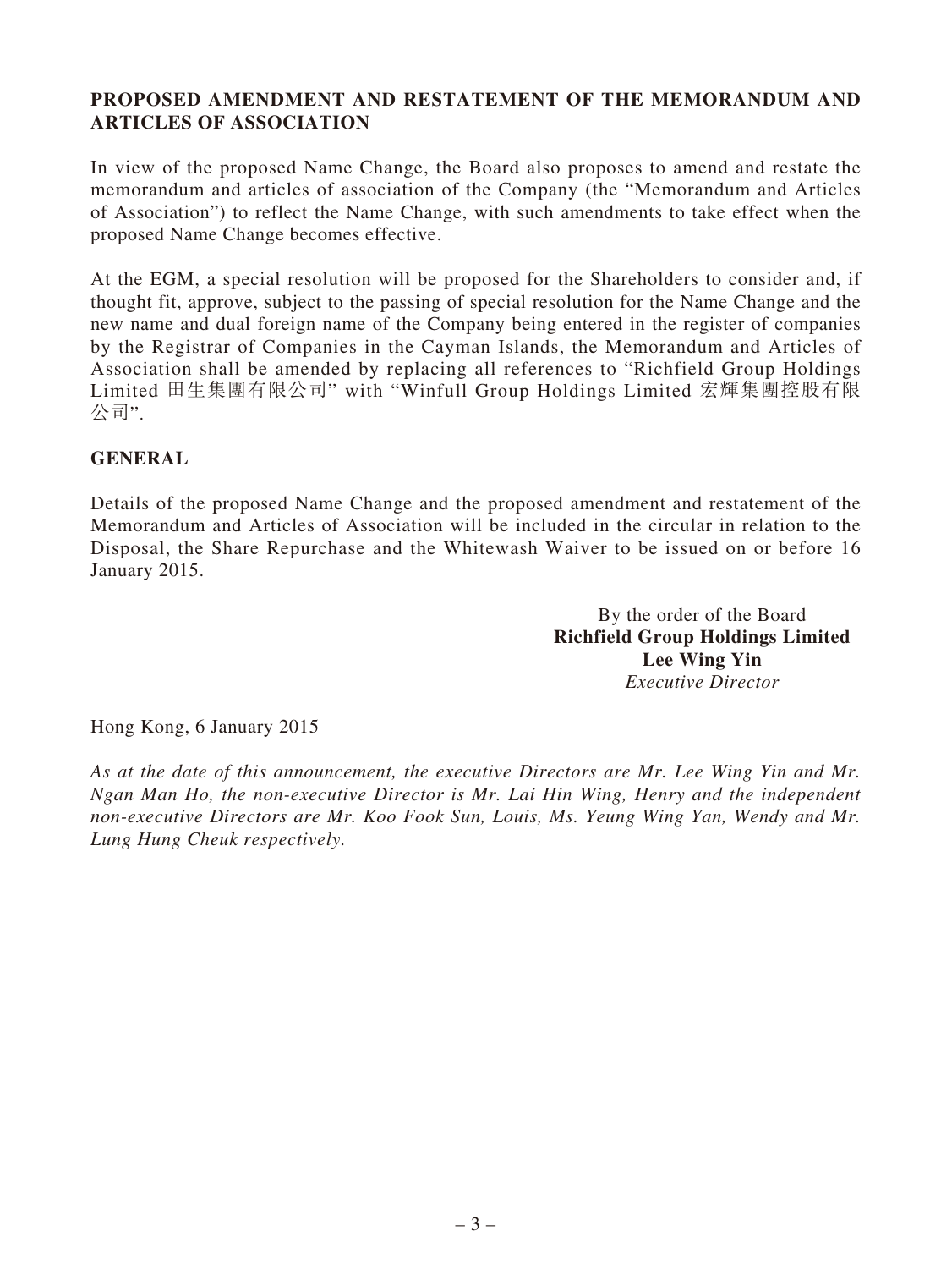## PROPOSED AMENDMENT AND RESTATEMENT OF THE MEMORANDUM AND ARTICLES OF ASSOCIATION

In view of the proposed Name Change, the Board also proposes to amend and restate the memorandum and articles of association of the Company (the "Memorandum and Articles of Association") to reflect the Name Change, with such amendments to take effect when the proposed Name Change becomes effective.

At the EGM, a special resolution will be proposed for the Shareholders to consider and, if thought fit, approve, subject to the passing of special resolution for the Name Change and the new name and dual foreign name of the Company being entered in the register of companies by the Registrar of Companies in the Cayman Islands, the Memorandum and Articles of Association shall be amended by replacing all references to "Richfield Group Holdings Limited 田生集團有限公司" with "Winfull Group Holdings Limited 宏輝集團控股有限公司".

## GENERAL

Details of the proposed Name Change and the proposed amendment and restatement of the Memorandum and Articles of Association will be included in the circular in relation to the Disposal, the Share Repurchase and the Whitewash Waiver to be issued on or before 16 January 2015.

By the order of the Board
**Richfield Group Holdings Limited**
**Lee Wing Yin**
*Executive Director*

Hong Kong, 6 January 2015

*As at the date of this announcement, the executive Directors are Mr. Lee Wing Yin and Mr. Ngan Man Ho, the non-executive Director is Mr. Lai Hin Wing, Henry and the independent non-executive Directors are Mr. Koo Fook Sun, Louis, Ms. Yeung Wing Yan, Wendy and Mr. Lung Hung Cheuk respectively.*